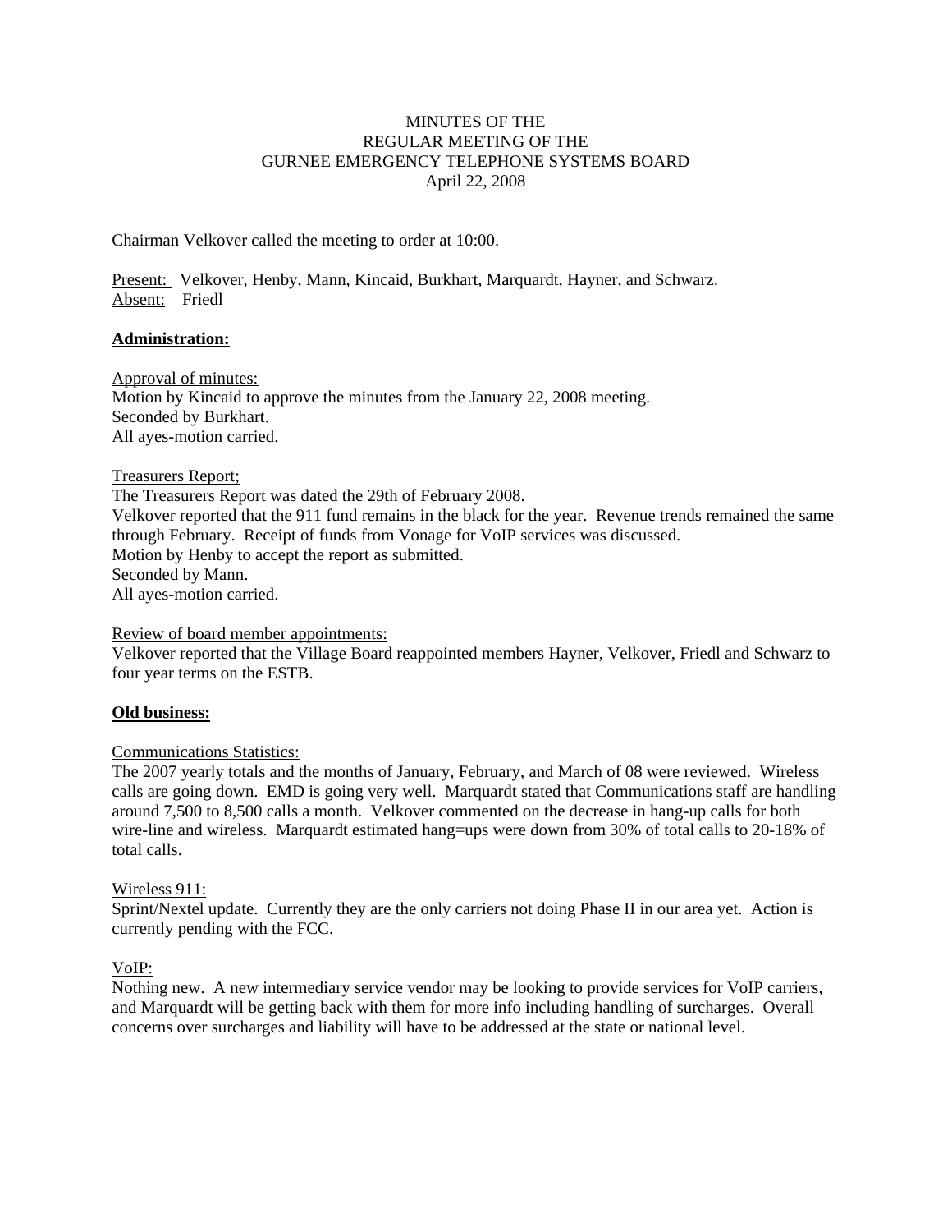# MINUTES OF THE
# REGULAR MEETING OF THE
# GURNEE EMERGENCY TELEPHONE SYSTEMS BOARD
April 22, 2008

Chairman Velkover called the meeting to order at 10:00.

Present: Velkover, Henby, Mann, Kincaid, Burkhart, Marquardt, Hayner, and Schwarz.
Absent: Friedl

## Administration:

Approval of minutes:
Motion by Kincaid to approve the minutes from the January 22, 2008 meeting.
Seconded by Burkhart.
All ayes-motion carried.

Treasurers Report;
The Treasurers Report was dated the 29th of February 2008.
Velkover reported that the 911 fund remains in the black for the year. Revenue trends remained the same through February. Receipt of funds from Vonage for VoIP services was discussed.
Motion by Henby to accept the report as submitted.
Seconded by Mann.
All ayes-motion carried.

Review of board member appointments:
Velkover reported that the Village Board reappointed members Hayner, Velkover, Friedl and Schwarz to four year terms on the ESTB.

## Old business:

Communications Statistics:
The 2007 yearly totals and the months of January, February, and March of 08 were reviewed. Wireless calls are going down. EMD is going very well. Marquardt stated that Communications staff are handling around 7,500 to 8,500 calls a month. Velkover commented on the decrease in hang-up calls for both wire-line and wireless. Marquardt estimated hang=ups were down from 30% of total calls to 20-18% of total calls.

Wireless 911:
Sprint/Nextel update. Currently they are the only carriers not doing Phase II in our area yet. Action is currently pending with the FCC.

VoIP:
Nothing new. A new intermediary service vendor may be looking to provide services for VoIP carriers, and Marquardt will be getting back with them for more info including handling of surcharges. Overall concerns over surcharges and liability will have to be addressed at the state or national level.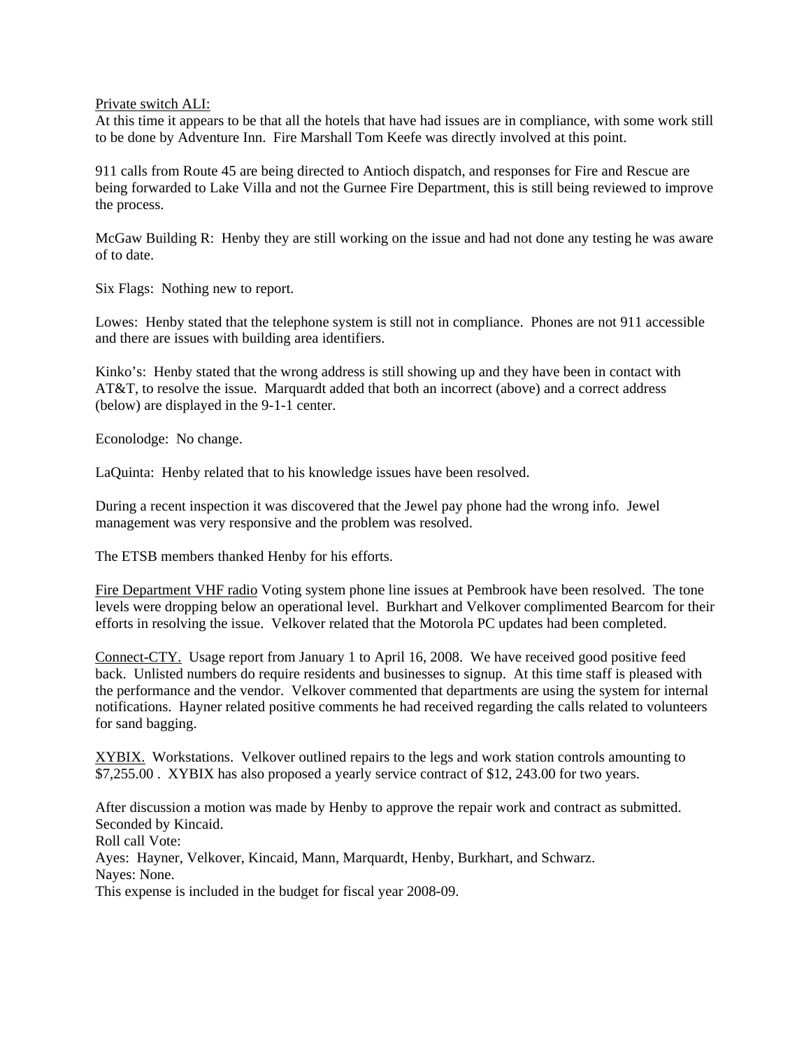Private switch ALI:
At this time it appears to be that all the hotels that have had issues are in compliance, with some work still to be done by Adventure Inn. Fire Marshall Tom Keefe was directly involved at this point.

911 calls from Route 45 are being directed to Antioch dispatch, and responses for Fire and Rescue are being forwarded to Lake Villa and not the Gurnee Fire Department, this is still being reviewed to improve the process.

McGaw Building R: Henby they are still working on the issue and had not done any testing he was aware of to date.

Six Flags: Nothing new to report.

Lowes: Henby stated that the telephone system is still not in compliance. Phones are not 911 accessible and there are issues with building area identifiers.

Kinko's: Henby stated that the wrong address is still showing up and they have been in contact with AT&T, to resolve the issue. Marquardt added that both an incorrect (above) and a correct address (below) are displayed in the 9-1-1 center.

Econolodge: No change.

LaQuinta: Henby related that to his knowledge issues have been resolved.

During a recent inspection it was discovered that the Jewel pay phone had the wrong info. Jewel management was very responsive and the problem was resolved.

The ETSB members thanked Henby for his efforts.

Fire Department VHF radio Voting system phone line issues at Pembrook have been resolved. The tone levels were dropping below an operational level. Burkhart and Velkover complimented Bearcom for their efforts in resolving the issue. Velkover related that the Motorola PC updates had been completed.

Connect-CTY. Usage report from January 1 to April 16, 2008. We have received good positive feed back. Unlisted numbers do require residents and businesses to signup. At this time staff is pleased with the performance and the vendor. Velkover commented that departments are using the system for internal notifications. Hayner related positive comments he had received regarding the calls related to volunteers for sand bagging.

XYBIX. Workstations. Velkover outlined repairs to the legs and work station controls amounting to $7,255.00 . XYBIX has also proposed a yearly service contract of $12, 243.00 for two years.

After discussion a motion was made by Henby to approve the repair work and contract as submitted.
Seconded by Kincaid.
Roll call Vote:
Ayes: Hayner, Velkover, Kincaid, Mann, Marquardt, Henby, Burkhart, and Schwarz.
Nayes: None.
This expense is included in the budget for fiscal year 2008-09.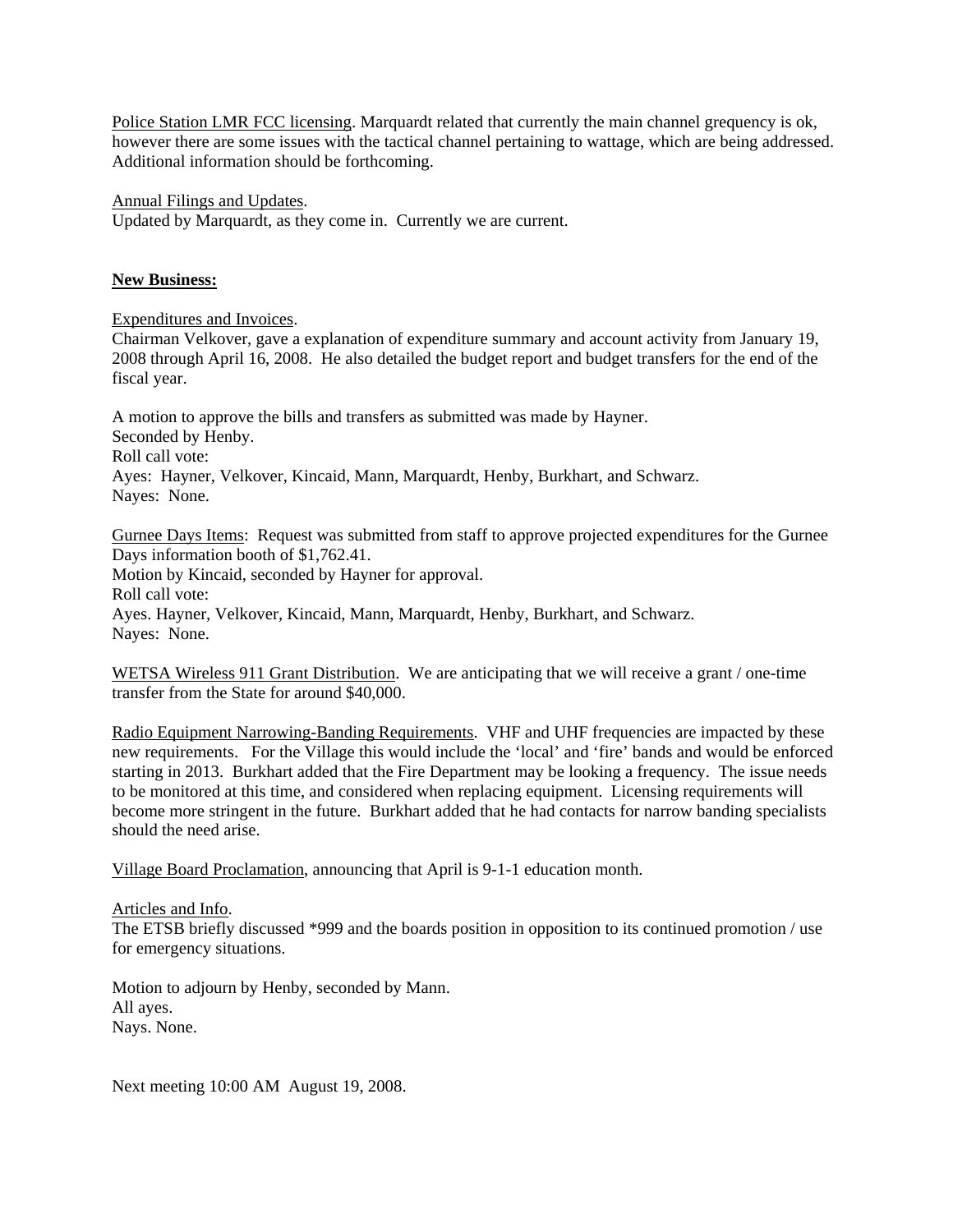Police Station LMR FCC licensing. Marquardt related that currently the main channel grequency is ok, however there are some issues with the tactical channel pertaining to wattage, which are being addressed. Additional information should be forthcoming.

Annual Filings and Updates.
Updated by Marquardt, as they come in. Currently we are current.

**New Business:**

Expenditures and Invoices.
Chairman Velkover, gave a explanation of expenditure summary and account activity from January 19, 2008 through April 16, 2008. He also detailed the budget report and budget transfers for the end of the fiscal year.

A motion to approve the bills and transfers as submitted was made by Hayner.
Seconded by Henby.
Roll call vote:
Ayes: Hayner, Velkover, Kincaid, Mann, Marquardt, Henby, Burkhart, and Schwarz.
Nayes: None.

Gurnee Days Items: Request was submitted from staff to approve projected expenditures for the Gurnee Days information booth of $1,762.41.
Motion by Kincaid, seconded by Hayner for approval.
Roll call vote:
Ayes. Hayner, Velkover, Kincaid, Mann, Marquardt, Henby, Burkhart, and Schwarz.
Nayes: None.

WETSA Wireless 911 Grant Distribution. We are anticipating that we will receive a grant / one-time transfer from the State for around $40,000.

Radio Equipment Narrowing-Banding Requirements. VHF and UHF frequencies are impacted by these new requirements. For the Village this would include the 'local' and 'fire' bands and would be enforced starting in 2013. Burkhart added that the Fire Department may be looking a frequency. The issue needs to be monitored at this time, and considered when replacing equipment. Licensing requirements will become more stringent in the future. Burkhart added that he had contacts for narrow banding specialists should the need arise.

Village Board Proclamation, announcing that April is 9-1-1 education month.

Articles and Info.
The ETSB briefly discussed *999 and the boards position in opposition to its continued promotion / use for emergency situations.

Motion to adjourn by Henby, seconded by Mann.
All ayes.
Nays. None.

Next meeting 10:00 AM August 19, 2008.